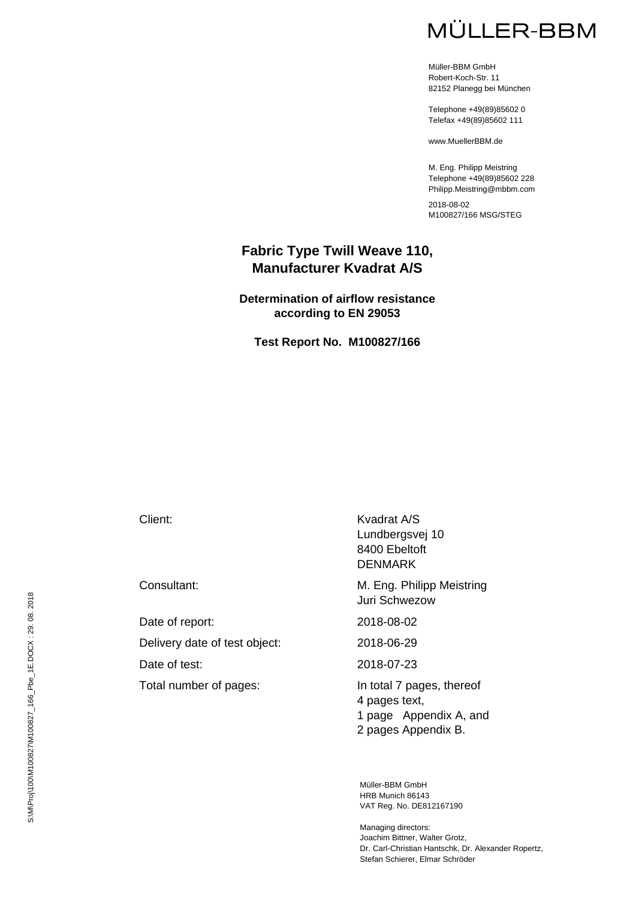MÜLLER-BBM

Müller-BBM GmbH
Robert-Koch-Str. 11
82152 Planegg bei München

Telephone +49(89)85602 0
Telefax +49(89)85602 111

www.MuellerBBM.de

M. Eng. Philipp Meistring
Telephone +49(89)85602 228
Philipp.Meistring@mbbm.com

2018-08-02
M100827/166 MSG/STEG

# Fabric Type Twill Weave 110, Manufacturer Kvadrat A/S

## Determination of airflow resistance according to EN 29053

## Test Report No. M100827/166

| | |
|---|---|
| Client: | Kvadrat A/S<br>Lundbergsvej 10<br>8400 Ebeltoft<br>DENMARK |
| Consultant: | M. Eng. Philipp Meistring<br>Juri Schwezow |
| Date of report: | 2018-08-02 |
| Delivery date of test object: | 2018-06-29 |
| Date of test: | 2018-07-23 |
| Total number of pages: | In total 7 pages, thereof<br>4 pages text,<br>1 page Appendix A, and<br>2 pages Appendix B. |

Müller-BBM GmbH
HRB Munich 86143
VAT Reg. No. DE812167190

Managing directors:
Joachim Bittner, Walter Grotz,
Dr. Carl-Christian Hantschk, Dr. Alexander Ropertz,
Stefan Schierer, Elmar Schröder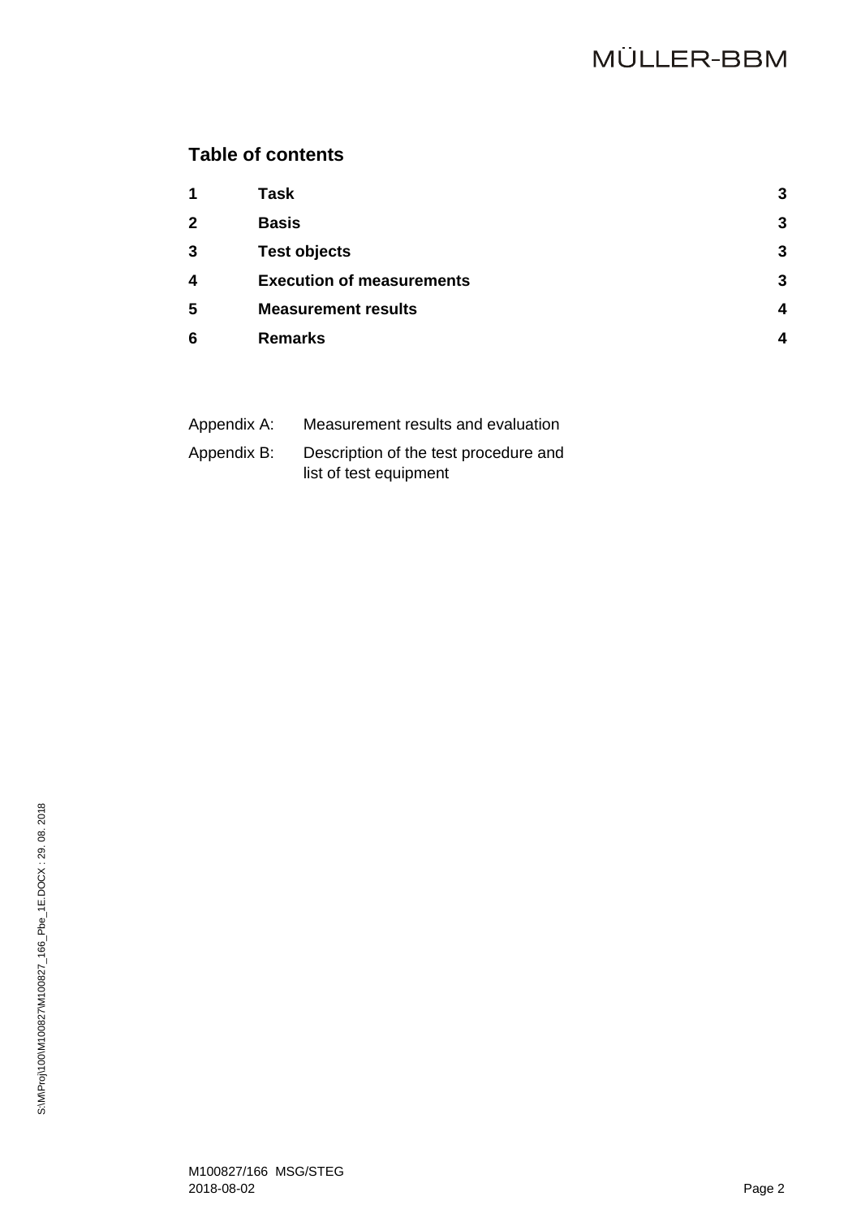## Table of contents

| | | |
|---|---|---|
| **1** | **Task** | **3** |
| **2** | **Basis** | **3** |
| **3** | **Test objects** | **3** |
| **4** | **Execution of measurements** | **3** |
| **5** | **Measurement results** | **4** |
| **6** | **Remarks** | **4** |

Appendix A: Measurement results and evaluation

Appendix B: Description of the test procedure and list of test equipment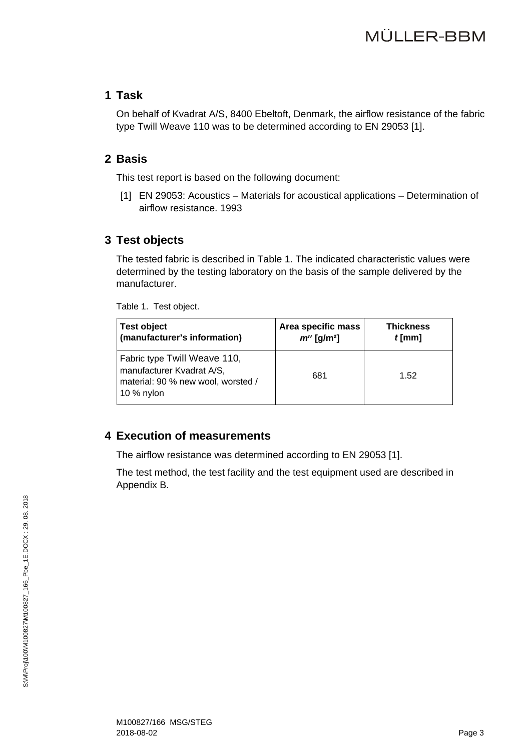## 1 Task

On behalf of Kvadrat A/S, 8400 Ebeltoft, Denmark, the airflow resistance of the fabric type Twill Weave 110 was to be determined according to EN 29053 [1].

## 2 Basis

This test report is based on the following document:

[1] EN 29053: Acoustics – Materials for acoustical applications – Determination of airflow resistance. 1993

## 3 Test objects

The tested fabric is described in Table 1. The indicated characteristic values were determined by the testing laboratory on the basis of the sample delivered by the manufacturer.

Table 1. Test object.

| **Test object (manufacturer's information)** | **Area specific mass $m''$ [g/m²]** | **Thickness $t$ [mm]** |
|---|---|---|
| Fabric type Twill Weave 110, manufacturer Kvadrat A/S, material: 90 % new wool, worsted / 10 % nylon | 681 | 1.52 |

## 4 Execution of measurements

The airflow resistance was determined according to EN 29053 [1].

The test method, the test facility and the test equipment used are described in Appendix B.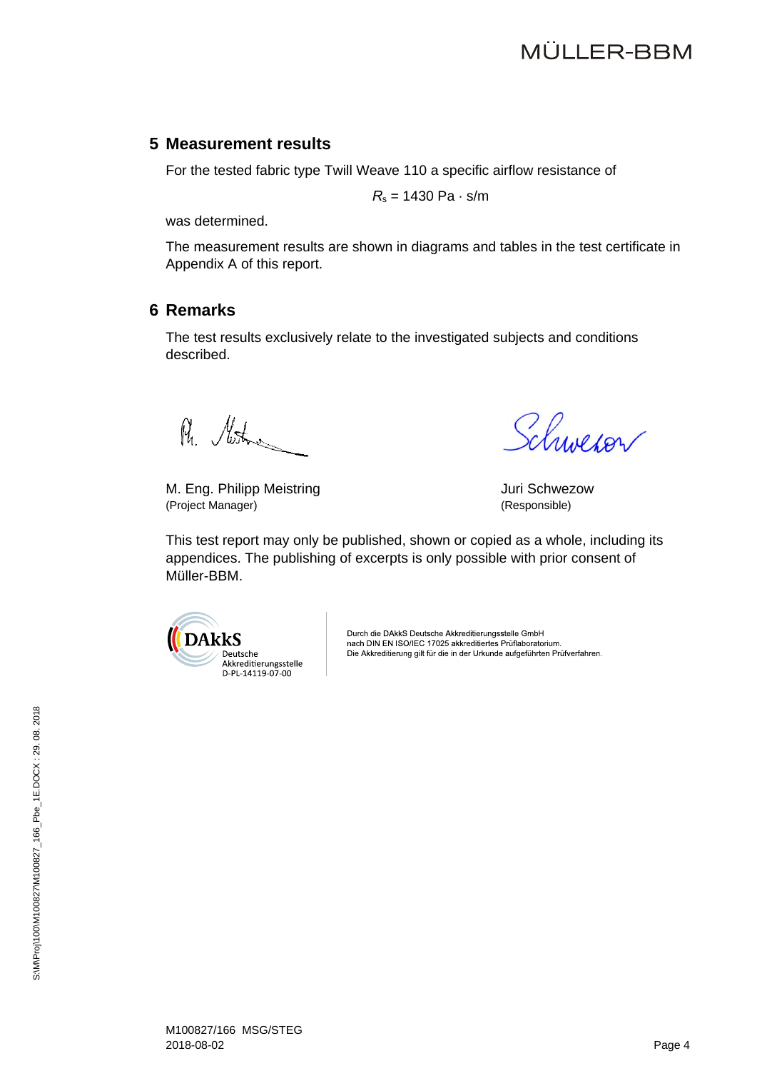## 5 Measurement results

For the tested fabric type Twill Weave 110 a specific airflow resistance of

$$R_s = 1430 \text{ Pa} \cdot \text{s/m}$$

was determined.

The measurement results are shown in diagrams and tables in the test certificate in Appendix A of this report.

## 6 Remarks

The test results exclusively relate to the investigated subjects and conditions described.

M. Eng. Philipp Meistring
(Project Manager)

Juri Schwezow
(Responsible)

This test report may only be published, shown or copied as a whole, including its appendices. The publishing of excerpts is only possible with prior consent of Müller-BBM.

DAkkS Deutsche Akkreditierungsstelle D-PL-14119-07-00

Durch die DAkkS Deutsche Akkreditierungsstelle GmbH nach DIN EN ISO/IEC 17025 akkreditiertes Prüflaboratorium. Die Akkreditierung gilt für die in der Urkunde aufgeführten Prüfverfahren.

M100827/166 MSG/STEG
2018-08-02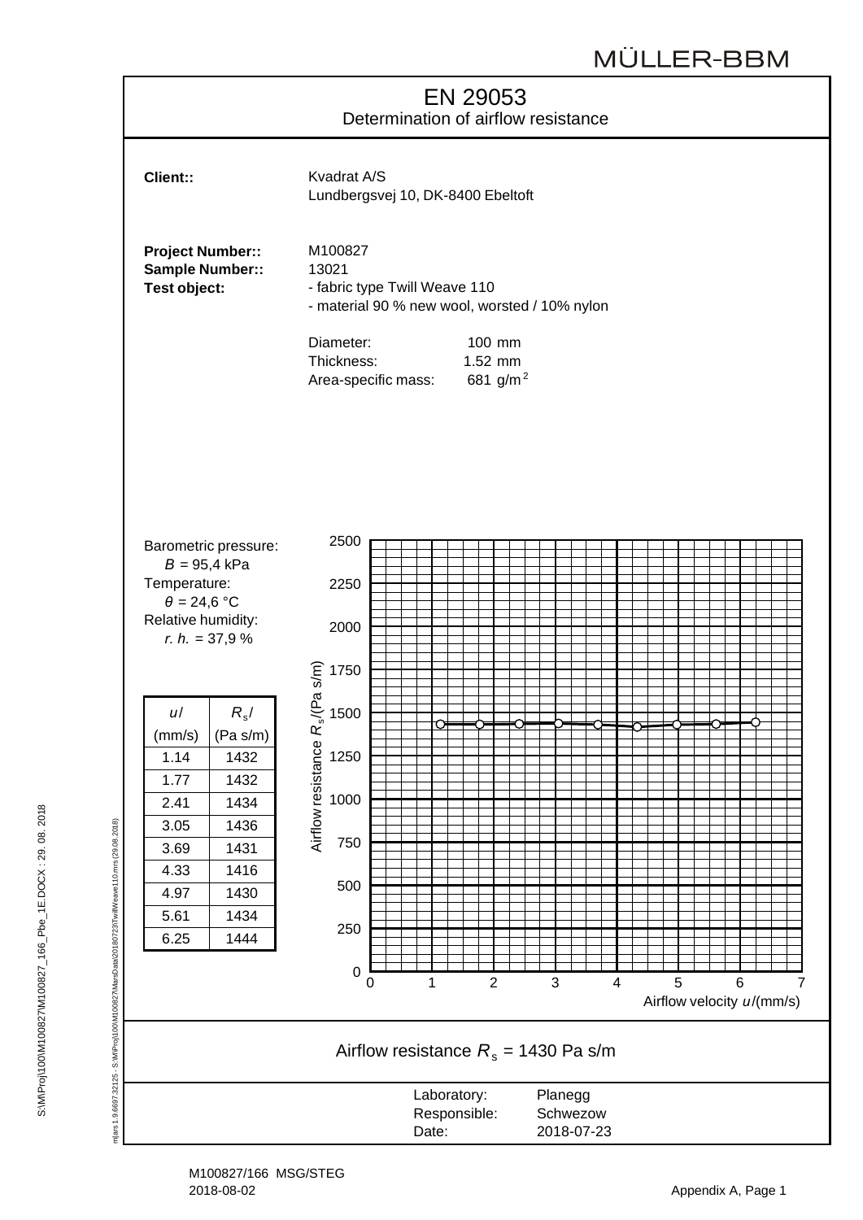# EN 29053

Determination of airflow resistance

**Client::** Kvadrat A/S
Lundbergsvej 10, DK-8400 Ebeltoft

**Project Number::** M100827
**Sample Number::** 13021
**Test object:**
- fabric type Twill Weave 110
- material 90 % new wool, worsted / 10% nylon

Diameter: 100 mm
Thickness: 1.52 mm
Area-specific mass: 681 g/m$^2$

Barometric pressure:
$B$ = 95,4 kPa
Temperature:
$\theta$ = 24,6 °C
Relative humidity:
$r.\,h.$ = 37,9 %

| $u$/ (mm/s) | $R_s$/ (Pa s/m) |
|---|---|
| 1.14 | 1432 |
| 1.77 | 1432 |
| 2.41 | 1434 |
| 3.05 | 1436 |
| 3.69 | 1431 |
| 4.33 | 1416 |
| 4.97 | 1430 |
| 5.61 | 1434 |
| 6.25 | 1444 |

Airflow resistance $R_s$ = 1430 Pa s/m

Laboratory: Planegg
Responsible: Schwezow
Date: 2018-07-23

M100827/166 MSG/STEG
2018-08-02

Appendix A, Page 1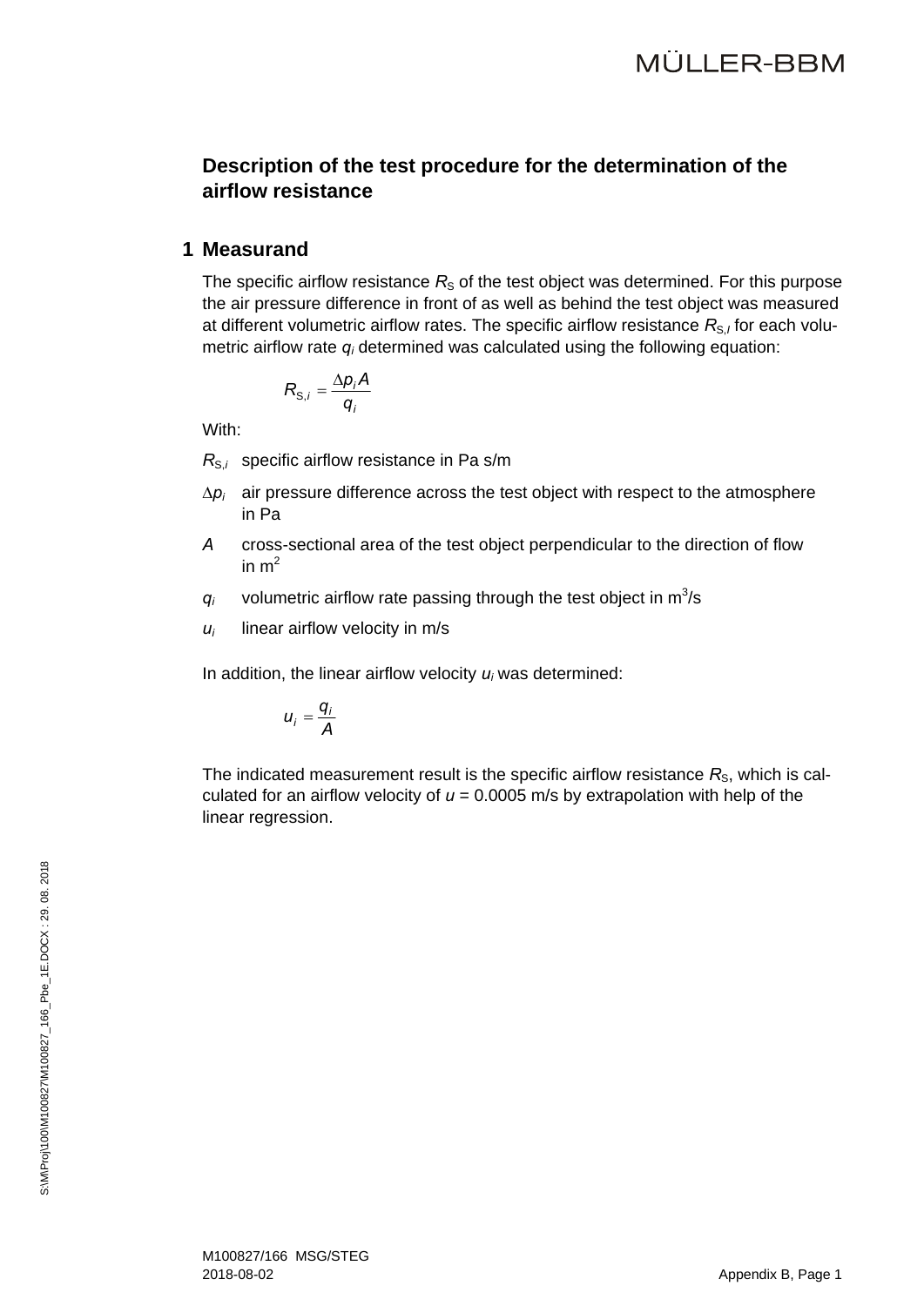## Description of the test procedure for the determination of the airflow resistance

## 1 Measurand

The specific airflow resistance $R_S$ of the test object was determined. For this purpose the air pressure difference in front of as well as behind the test object was measured at different volumetric airflow rates. The specific airflow resistance $R_{S,I}$ for each volumetric airflow rate $q_i$ determined was calculated using the following equation:

$$R_{S,i} = \frac{\Delta p_i A}{q_i}$$

With:

- $R_{S,i}$ specific airflow resistance in Pa s/m
- $\Delta p_i$ air pressure difference across the test object with respect to the atmosphere in Pa
- $A$ cross-sectional area of the test object perpendicular to the direction of flow in $m^2$
- $q_i$ volumetric airflow rate passing through the test object in $m^3/s$
- $u_i$ linear airflow velocity in m/s

In addition, the linear airflow velocity $u_i$ was determined:

$$u_i = \frac{q_i}{A}$$

The indicated measurement result is the specific airflow resistance $R_S$, which is calculated for an airflow velocity of $u$ = 0.0005 m/s by extrapolation with help of the linear regression.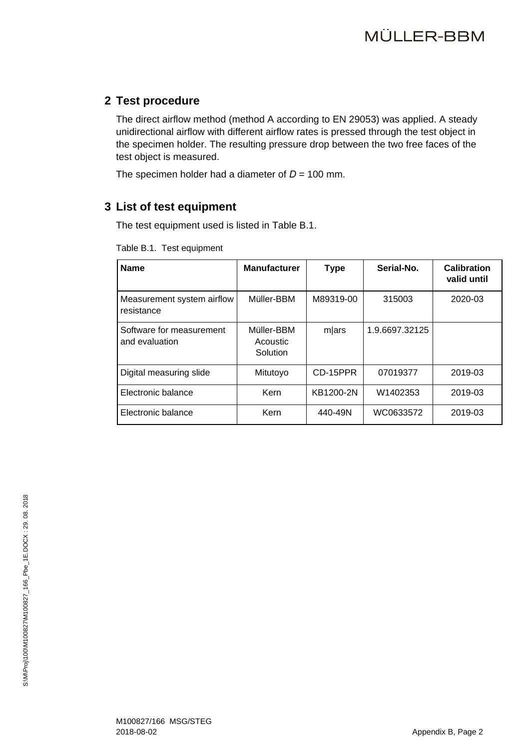## 2 Test procedure

The direct airflow method (method A according to EN 29053) was applied. A steady unidirectional airflow with different airflow rates is pressed through the test object in the specimen holder. The resulting pressure drop between the two free faces of the test object is measured.

The specimen holder had a diameter of $D$ = 100 mm.

## 3 List of test equipment

The test equipment used is listed in Table B.1.

Table B.1. Test equipment

| Name | Manufacturer | Type | Serial-No. | Calibration valid until |
|---|---|---|---|---|
| Measurement system airflow resistance | Müller-BBM | M89319-00 | 315003 | 2020-03 |
| Software for measurement and evaluation | Müller-BBM Acoustic Solution | m\|ars | 1.9.6697.32125 | |
| Digital measuring slide | Mitutoyo | CD-15PPR | 07019377 | 2019-03 |
| Electronic balance | Kern | KB1200-2N | W1402353 | 2019-03 |
| Electronic balance | Kern | 440-49N | WC0633572 | 2019-03 |